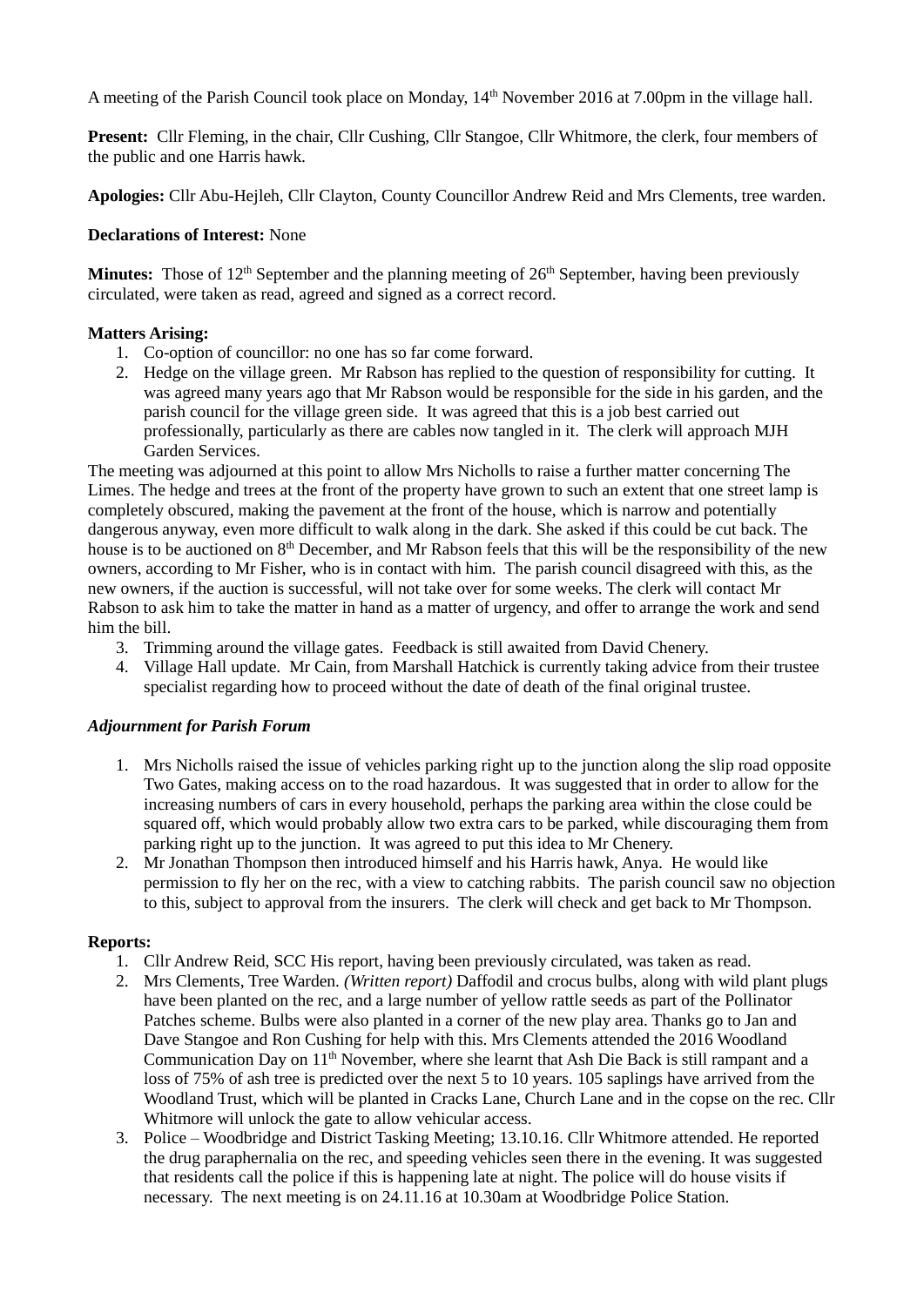A meeting of the Parish Council took place on Monday, 14th November 2016 at 7.00pm in the village hall.

**Present:** Cllr Fleming, in the chair, Cllr Cushing, Cllr Stangoe, Cllr Whitmore, the clerk, four members of the public and one Harris hawk.

**Apologies:** Cllr Abu-Hejleh, Cllr Clayton, County Councillor Andrew Reid and Mrs Clements, tree warden.

**Declarations of Interest:** None

**Minutes:** Those of 12th September and the planning meeting of 26th September, having been previously circulated, were taken as read, agreed and signed as a correct record.

**Matters Arising:**

1. Co-option of councillor: no one has so far come forward.
2. Hedge on the village green. Mr Rabson has replied to the question of responsibility for cutting. It was agreed many years ago that Mr Rabson would be responsible for the side in his garden, and the parish council for the village green side. It was agreed that this is a job best carried out professionally, particularly as there are cables now tangled in it. The clerk will approach MJH Garden Services.

The meeting was adjourned at this point to allow Mrs Nicholls to raise a further matter concerning The Limes. The hedge and trees at the front of the property have grown to such an extent that one street lamp is completely obscured, making the pavement at the front of the house, which is narrow and potentially dangerous anyway, even more difficult to walk along in the dark. She asked if this could be cut back. The house is to be auctioned on 8th December, and Mr Rabson feels that this will be the responsibility of the new owners, according to Mr Fisher, who is in contact with him. The parish council disagreed with this, as the new owners, if the auction is successful, will not take over for some weeks. The clerk will contact Mr Rabson to ask him to take the matter in hand as a matter of urgency, and offer to arrange the work and send him the bill.

3. Trimming around the village gates. Feedback is still awaited from David Chenery.
4. Village Hall update. Mr Cain, from Marshall Hatchick is currently taking advice from their trustee specialist regarding how to proceed without the date of death of the final original trustee.

***Adjournment for Parish Forum***

1. Mrs Nicholls raised the issue of vehicles parking right up to the junction along the slip road opposite Two Gates, making access on to the road hazardous. It was suggested that in order to allow for the increasing numbers of cars in every household, perhaps the parking area within the close could be squared off, which would probably allow two extra cars to be parked, while discouraging them from parking right up to the junction. It was agreed to put this idea to Mr Chenery.
2. Mr Jonathan Thompson then introduced himself and his Harris hawk, Anya. He would like permission to fly her on the rec, with a view to catching rabbits. The parish council saw no objection to this, subject to approval from the insurers. The clerk will check and get back to Mr Thompson.

**Reports:**

1. Cllr Andrew Reid, SCC His report, having been previously circulated, was taken as read.
2. Mrs Clements, Tree Warden. *(Written report)* Daffodil and crocus bulbs, along with wild plant plugs have been planted on the rec, and a large number of yellow rattle seeds as part of the Pollinator Patches scheme. Bulbs were also planted in a corner of the new play area. Thanks go to Jan and Dave Stangoe and Ron Cushing for help with this. Mrs Clements attended the 2016 Woodland Communication Day on 11th November, where she learnt that Ash Die Back is still rampant and a loss of 75% of ash tree is predicted over the next 5 to 10 years. 105 saplings have arrived from the Woodland Trust, which will be planted in Cracks Lane, Church Lane and in the copse on the rec. Cllr Whitmore will unlock the gate to allow vehicular access.
3. Police – Woodbridge and District Tasking Meeting; 13.10.16. Cllr Whitmore attended. He reported the drug paraphernalia on the rec, and speeding vehicles seen there in the evening. It was suggested that residents call the police if this is happening late at night. The police will do house visits if necessary. The next meeting is on 24.11.16 at 10.30am at Woodbridge Police Station.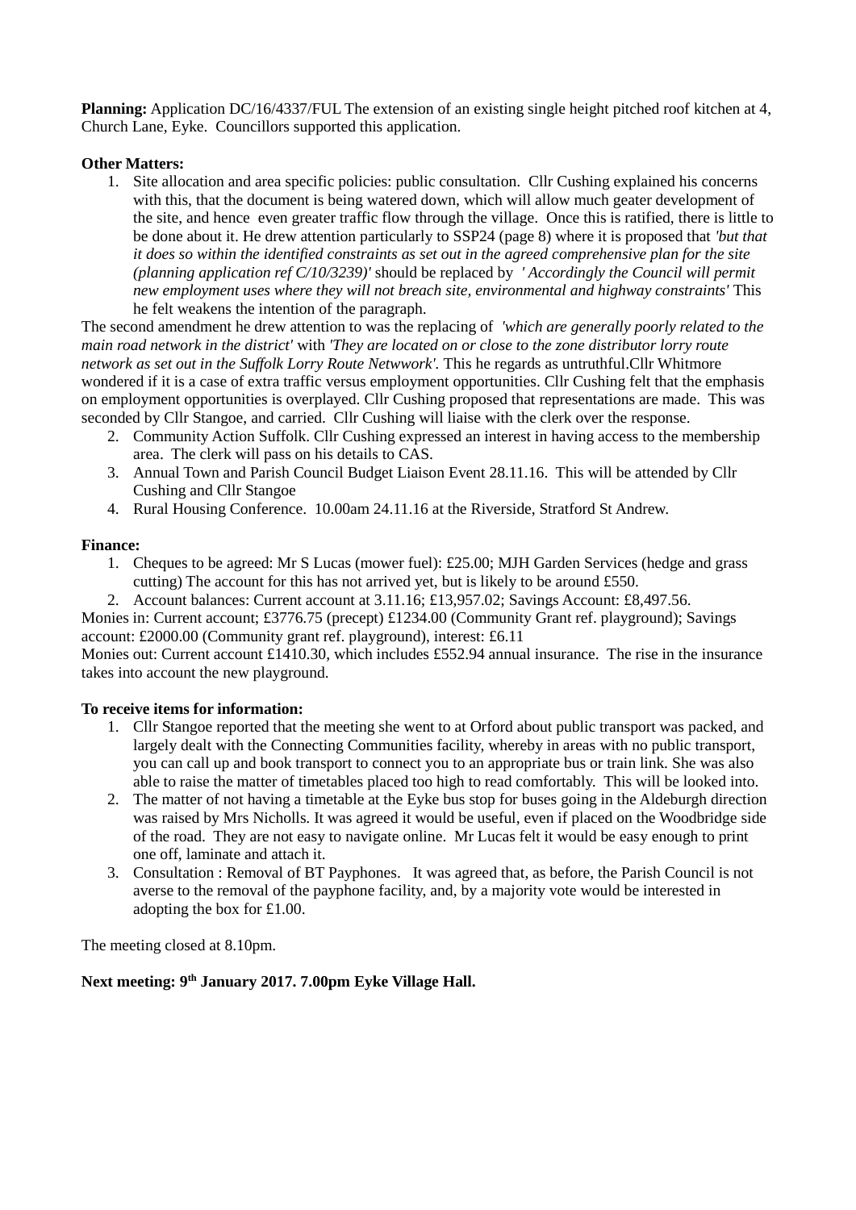**Planning:** Application DC/16/4337/FUL The extension of an existing single height pitched roof kitchen at 4, Church Lane, Eyke. Councillors supported this application.

**Other Matters:**

1. Site allocation and area specific policies: public consultation. Cllr Cushing explained his concerns with this, that the document is being watered down, which will allow much geater development of the site, and hence even greater traffic flow through the village. Once this is ratified, there is little to be done about it. He drew attention particularly to SSP24 (page 8) where it is proposed that *'but that it does so within the identified constraints as set out in the agreed comprehensive plan for the site (planning application ref C/10/3239)'* should be replaced by *' Accordingly the Council will permit new employment uses where they will not breach site, environmental and highway constraints'* This he felt weakens the intention of the paragraph.

The second amendment he drew attention to was the replacing of *'which are generally poorly related to the main road network in the district'* with *'They are located on or close to the zone distributor lorry route network as set out in the Suffolk Lorry Route Netwwork'.* This he regards as untruthful.Cllr Whitmore wondered if it is a case of extra traffic versus employment opportunities. Cllr Cushing felt that the emphasis on employment opportunities is overplayed. Cllr Cushing proposed that representations are made. This was seconded by Cllr Stangoe, and carried. Cllr Cushing will liaise with the clerk over the response.

2. Community Action Suffolk. Cllr Cushing expressed an interest in having access to the membership area. The clerk will pass on his details to CAS.
3. Annual Town and Parish Council Budget Liaison Event 28.11.16. This will be attended by Cllr Cushing and Cllr Stangoe
4. Rural Housing Conference. 10.00am 24.11.16 at the Riverside, Stratford St Andrew.

**Finance:**

1. Cheques to be agreed: Mr S Lucas (mower fuel): £25.00; MJH Garden Services (hedge and grass cutting) The account for this has not arrived yet, but is likely to be around £550.
2. Account balances: Current account at 3.11.16; £13,957.02; Savings Account: £8,497.56.

Monies in: Current account; £3776.75 (precept) £1234.00 (Community Grant ref. playground); Savings account: £2000.00 (Community grant ref. playground), interest: £6.11

Monies out: Current account £1410.30, which includes £552.94 annual insurance. The rise in the insurance takes into account the new playground.

**To receive items for information:**

1. Cllr Stangoe reported that the meeting she went to at Orford about public transport was packed, and largely dealt with the Connecting Communities facility, whereby in areas with no public transport, you can call up and book transport to connect you to an appropriate bus or train link. She was also able to raise the matter of timetables placed too high to read comfortably. This will be looked into.
2. The matter of not having a timetable at the Eyke bus stop for buses going in the Aldeburgh direction was raised by Mrs Nicholls. It was agreed it would be useful, even if placed on the Woodbridge side of the road. They are not easy to navigate online. Mr Lucas felt it would be easy enough to print one off, laminate and attach it.
3. Consultation : Removal of BT Payphones. It was agreed that, as before, the Parish Council is not averse to the removal of the payphone facility, and, by a majority vote would be interested in adopting the box for £1.00.

The meeting closed at 8.10pm.

**Next meeting: 9th January 2017. 7.00pm Eyke Village Hall.**